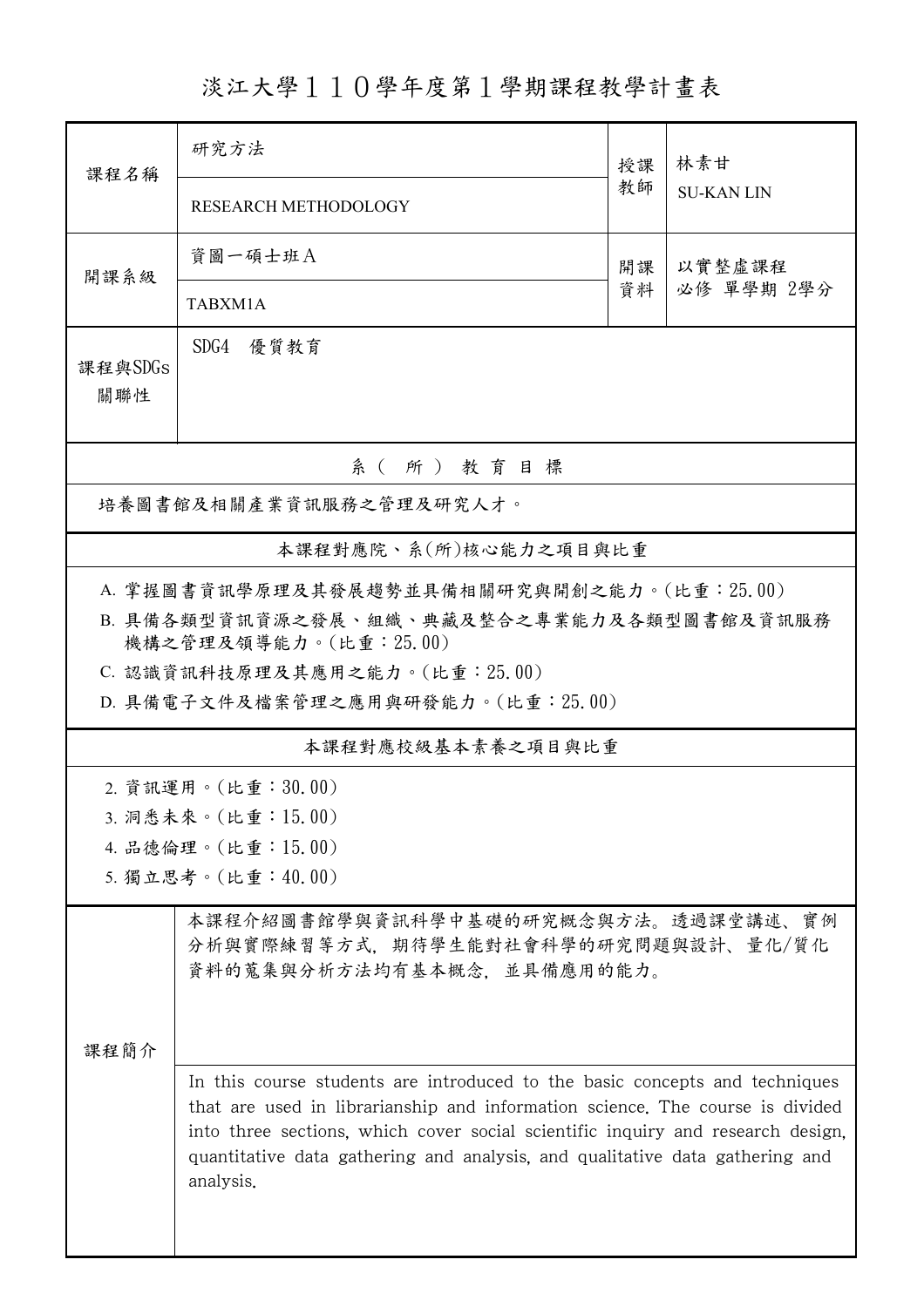# 淡江大學１１０學年度第１學期課程教學計畫表

| 課程名稱 | 研究方法<br>RESEARCH METHODOLOGY | 授課教師 | 林素甘<br>SU-KAN LIN |
|---|---|---|---|
| 開課系級 | 資圖一碩士班Ａ<br>TABXM1A | 開課資料 | 以實整虛課程<br>必修 單學期 2學分 |
| 課程與SDGs關聯性 | SDG4　優質教育 | | |

## 系（所）教育目標

培養圖書館及相關產業資訊服務之管理及研究人才。

## 本課程對應院、系(所)核心能力之項目與比重

A. 掌握圖書資訊學原理及其發展趨勢並具備相關研究與開創之能力。(比重：25.00)

B. 具備各類型資訊資源之發展、組織、典藏及整合之專業能力及各類型圖書館及資訊服務機構之管理及領導能力。(比重：25.00)

C. 認識資訊科技原理及其應用之能力。(比重：25.00)

D. 具備電子文件及檔案管理之應用與研發能力。(比重：25.00)

## 本課程對應校級基本素養之項目與比重

2. 資訊運用。(比重：30.00)
3. 洞悉未來。(比重：15.00)
4. 品德倫理。(比重：15.00)
5. 獨立思考。(比重：40.00)

## 課程簡介

本課程介紹圖書館學與資訊科學中基礎的研究概念與方法。透過課堂講述、實例分析與實際練習等方式，期待學生能對社會科學的研究問題與設計、量化/質化資料的蒐集與分析方法均有基本概念，並具備應用的能力。

In this course students are introduced to the basic concepts and techniques that are used in librarianship and information science. The course is divided into three sections, which cover social scientific inquiry and research design, quantitative data gathering and analysis, and qualitative data gathering and analysis.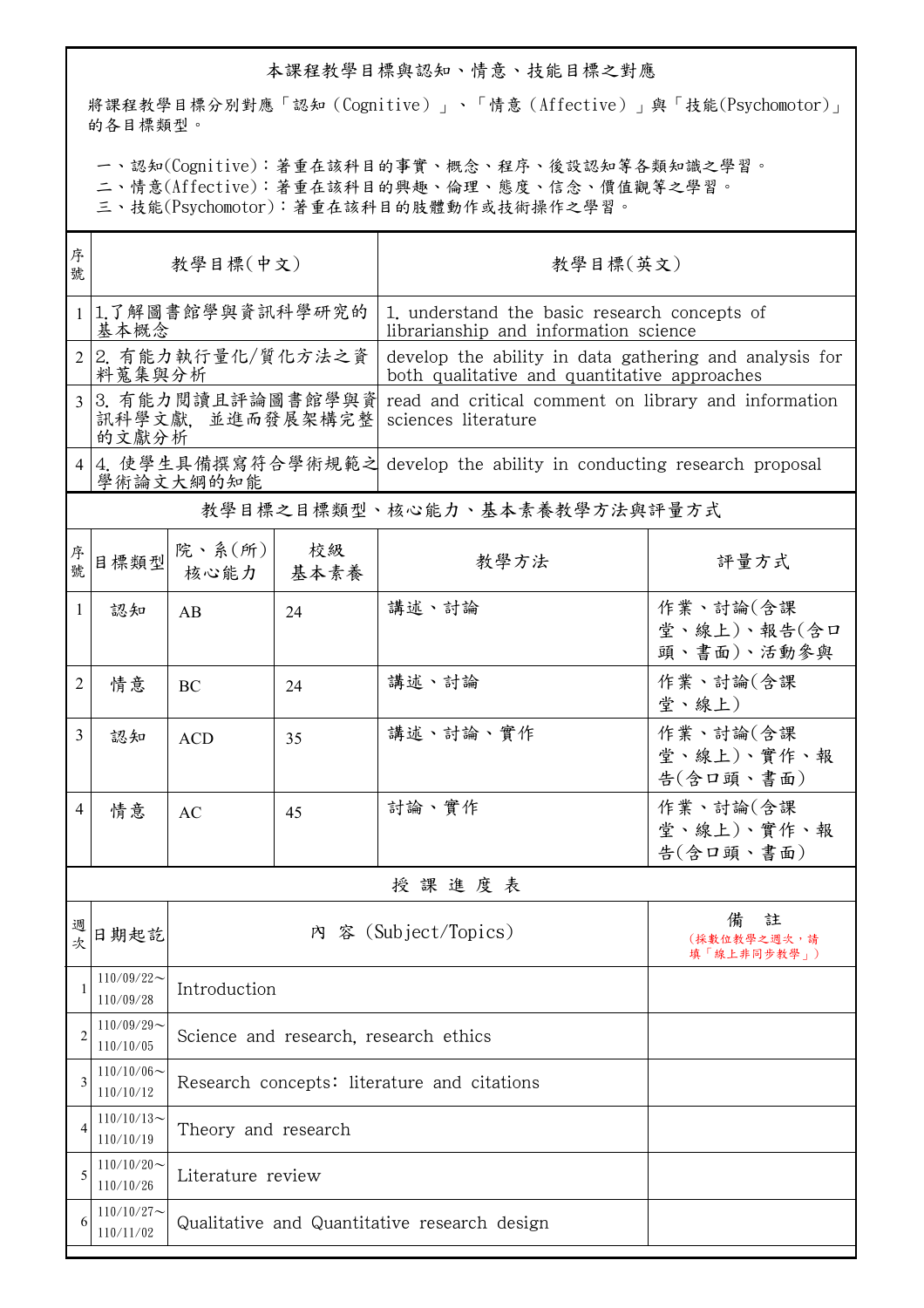## 本課程教學目標與認知、情意、技能目標之對應

將課程教學目標分別對應「認知（Cognitive）」、「情意（Affective）」與「技能(Psychomotor)」的各目標類型。

一、認知(Cognitive)：著重在該科目的事實、概念、程序、後設認知等各類知識之學習。
二、情意(Affective)：著重在該科目的興趣、倫理、態度、信念、價值觀等之學習。
三、技能(Psychomotor)：著重在該科目的肢體動作或技術操作之學習。

| 序號 | 教學目標(中文) | 教學目標(英文) |
|---|---|---|
| 1 | 1.了解圖書館學與資訊科學研究的基本概念 | 1. understand the basic research concepts of librarianship and information science |
| 2 | 2. 有能力執行量化/質化方法之資料蒐集與分析 | develop the ability in data gathering and analysis for both qualitative and quantitative approaches |
| 3 | 3. 有能力閱讀且評論圖書館學與資訊科學文獻, 並進而發展架構完整的文獻分析 | read and critical comment on library and information sciences literature |
| 4 | 4. 使學生具備撰寫符合學術規範之學術論文大綱的知能 | develop the ability in conducting research proposal |

## 教學目標之目標類型、核心能力、基本素養教學方法與評量方式

| 序號 | 目標類型 | 院、系(所)核心能力 | 校級基本素養 | 教學方法 | 評量方式 |
|---|---|---|---|---|---|
| 1 | 認知 | AB | 24 | 講述、討論 | 作業、討論(含課堂、線上)、報告(含口頭、書面)、活動參與 |
| 2 | 情意 | BC | 24 | 講述、討論 | 作業、討論(含課堂、線上) |
| 3 | 認知 | ACD | 35 | 講述、討論、實作 | 作業、討論(含課堂、線上)、實作、報告(含口頭、書面) |
| 4 | 情意 | AC | 45 | 討論、實作 | 作業、討論(含課堂、線上)、實作、報告(含口頭、書面) |

## 授課進度表

| 週次 | 日期起訖 | 內 容 (Subject/Topics) | 備 註 (採數位教學之週次，請填「線上非同步教學」) |
|---|---|---|---|
| 1 | 110/09/22～110/09/28 | Introduction | |
| 2 | 110/09/29～110/10/05 | Science and research, research ethics | |
| 3 | 110/10/06～110/10/12 | Research concepts: literature and citations | |
| 4 | 110/10/13～110/10/19 | Theory and research | |
| 5 | 110/10/20～110/10/26 | Literature review | |
| 6 | 110/10/27～110/11/02 | Qualitative and Quantitative research design | |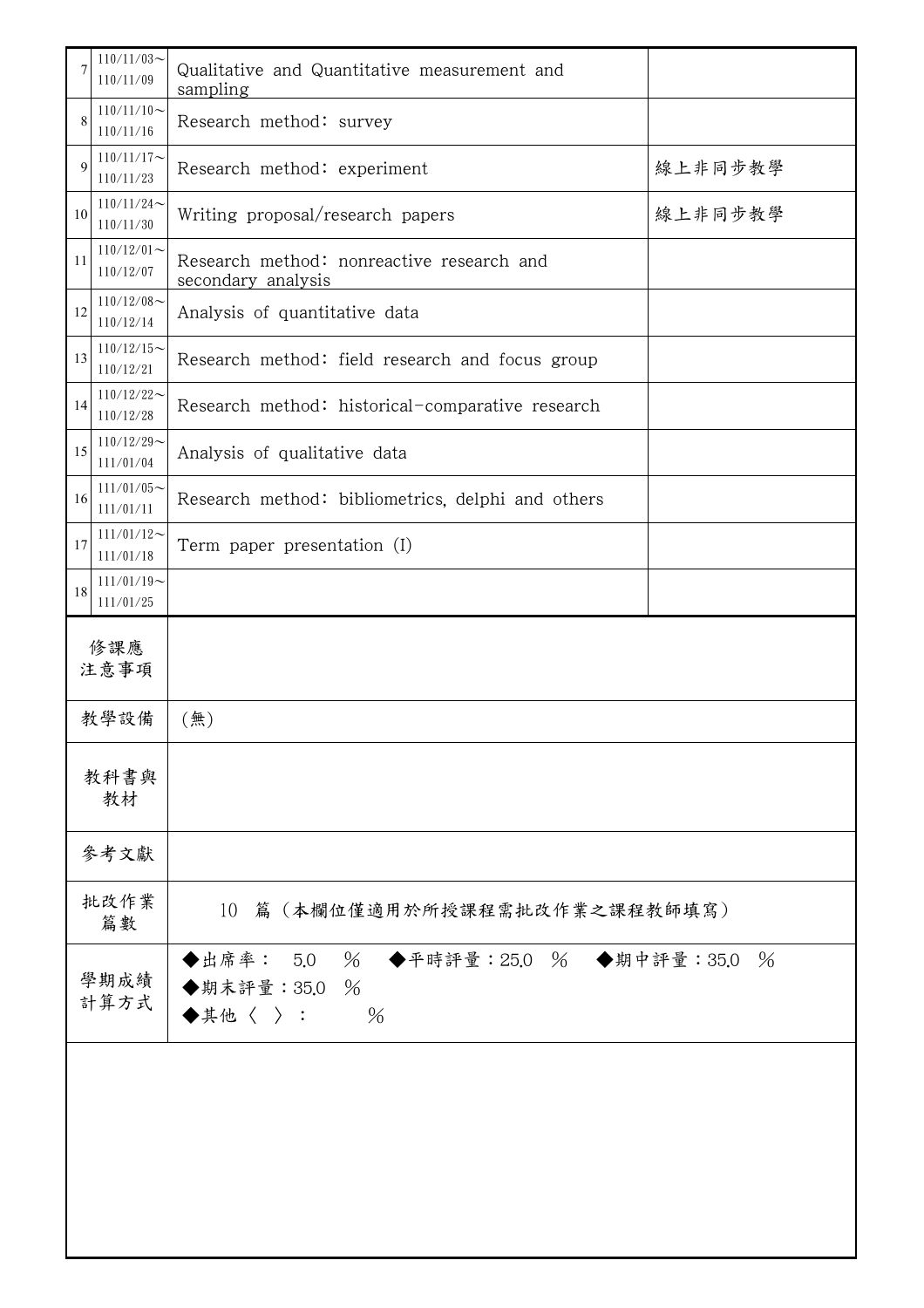| | | | |
|---|---|---|---|
| 7 | 110/11/03～<br>110/11/09 | Qualitative and Quantitative measurement and sampling | |
| 8 | 110/11/10～<br>110/11/16 | Research method: survey | |
| 9 | 110/11/17～<br>110/11/23 | Research method: experiment | 線上非同步教學 |
| 10 | 110/11/24～<br>110/11/30 | Writing proposal/research papers | 線上非同步教學 |
| 11 | 110/12/01～<br>110/12/07 | Research method: nonreactive research and secondary analysis | |
| 12 | 110/12/08～<br>110/12/14 | Analysis of quantitative data | |
| 13 | 110/12/15～<br>110/12/21 | Research method: field research and focus group | |
| 14 | 110/12/22～<br>110/12/28 | Research method: historical-comparative research | |
| 15 | 110/12/29～<br>111/01/04 | Analysis of qualitative data | |
| 16 | 111/01/05～<br>111/01/11 | Research method: bibliometrics, delphi and others | |
| 17 | 111/01/12～<br>111/01/18 | Term paper presentation (I) | |
| 18 | 111/01/19～<br>111/01/25 | | |

| | |
|---|---|
| 修課應注意事項 | |
| 教學設備 | (無) |
| 教科書與教材 | |
| 參考文獻 | |
| 批改作業篇數 | 10 篇（本欄位僅適用於所授課程需批改作業之課程教師填寫） |
| 學期成績計算方式 | ◆出席率： 5.0 % ◆平時評量：25.0 % ◆期中評量：35.0 %<br>◆期末評量：35.0 %<br>◆其他〈 〉： % |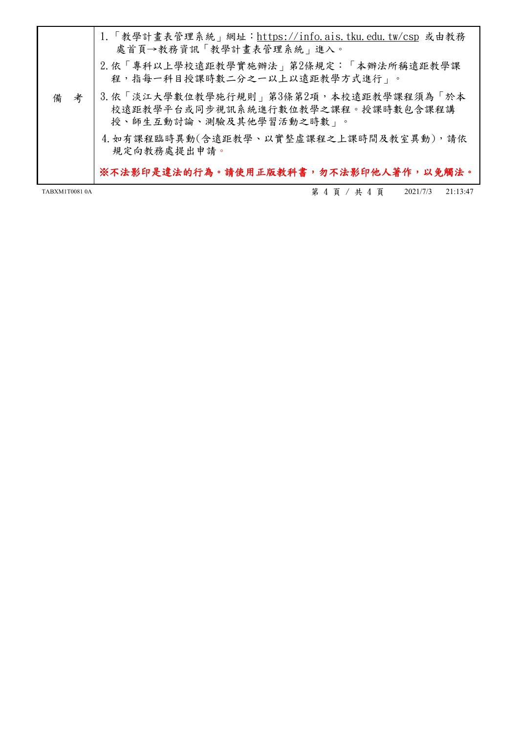| | |
|---|---|
| 備　考 | 1.「教學計畫表管理系統」網址：https://info.ais.tku.edu.tw/csp 或由教務處首頁→教務資訊「教學計畫表管理系統」進入。<br>2.依「專科以上學校遠距教學實施辦法」第2條規定：「本辦法所稱遠距教學課程，指每一科目授課時數二分之一以上以遠距教學方式進行」。<br>3.依「淡江大學數位教學施行規則」第3條第2項，本校遠距教學課程須為「於本校遠距教學平台或同步視訊系統進行數位教學之課程。授課時數包含課程講授、師生互動討論、測驗及其他學習活動之時數」。<br>4.如有課程臨時異動(含遠距教學、以實整虛課程之上課時間及教室異動)，請依規定向教務處提出申請。<br>**※不法影印是違法的行為。請使用正版教科書，勿不法影印他人著作，以免觸法。** |

TABXM1T0081 0A　　2021/7/3　21:13:47